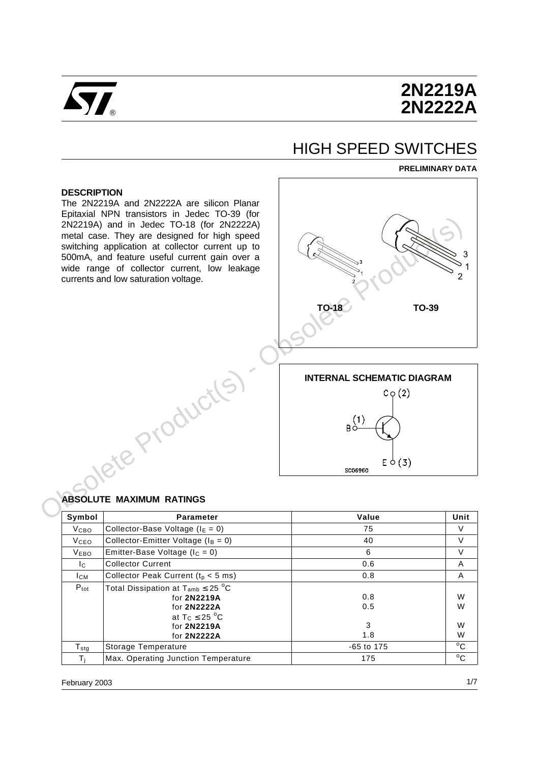# 2N2219A
# 2N2222A

## HIGH SPEED SWITCHES

**PRELIMINARY DATA**

### DESCRIPTION

The 2N2219A and 2N2222A are silicon Planar Epitaxial NPN transistors in Jedec TO-39 (for 2N2219A) and in Jedec TO-18 (for 2N2222A) metal case. They are designed for high speed switching application at collector current up to 500mA, and feature useful current gain over a wide range of collector current, low leakage currents and low saturation voltage.

TO-18 TO-39

**INTERNAL SCHEMATIC DIAGRAM**

### ABSOLUTE MAXIMUM RATINGS

| Symbol | Parameter | Value | Unit |
|---|---|---|---|
| $V_{CBO}$ | Collector-Base Voltage ($I_E = 0$) | 75 | V |
| $V_{CEO}$ | Collector-Emitter Voltage ($I_B = 0$) | 40 | V |
| $V_{EBO}$ | Emitter-Base Voltage ($I_C = 0$) | 6 | V |
| $I_C$ | Collector Current | 0.6 | A |
| $I_{CM}$ | Collector Peak Current ($t_p < 5$ ms) | 0.8 | A |
| $P_{tot}$ | Total Dissipation at $T_{amb} \leq 25\ ^oC$ for **2N2219A** | 0.8 | W |
| | for **2N2222A** | 0.5 | W |
| | at $T_C \leq 25\ ^oC$ for **2N2219A** | 3 | W |
| | for **2N2222A** | 1.8 | W |
| $T_{stg}$ | Storage Temperature | -65 to 175 | $^oC$ |
| $T_j$ | Max. Operating Junction Temperature | 175 | $^oC$ |

February 2003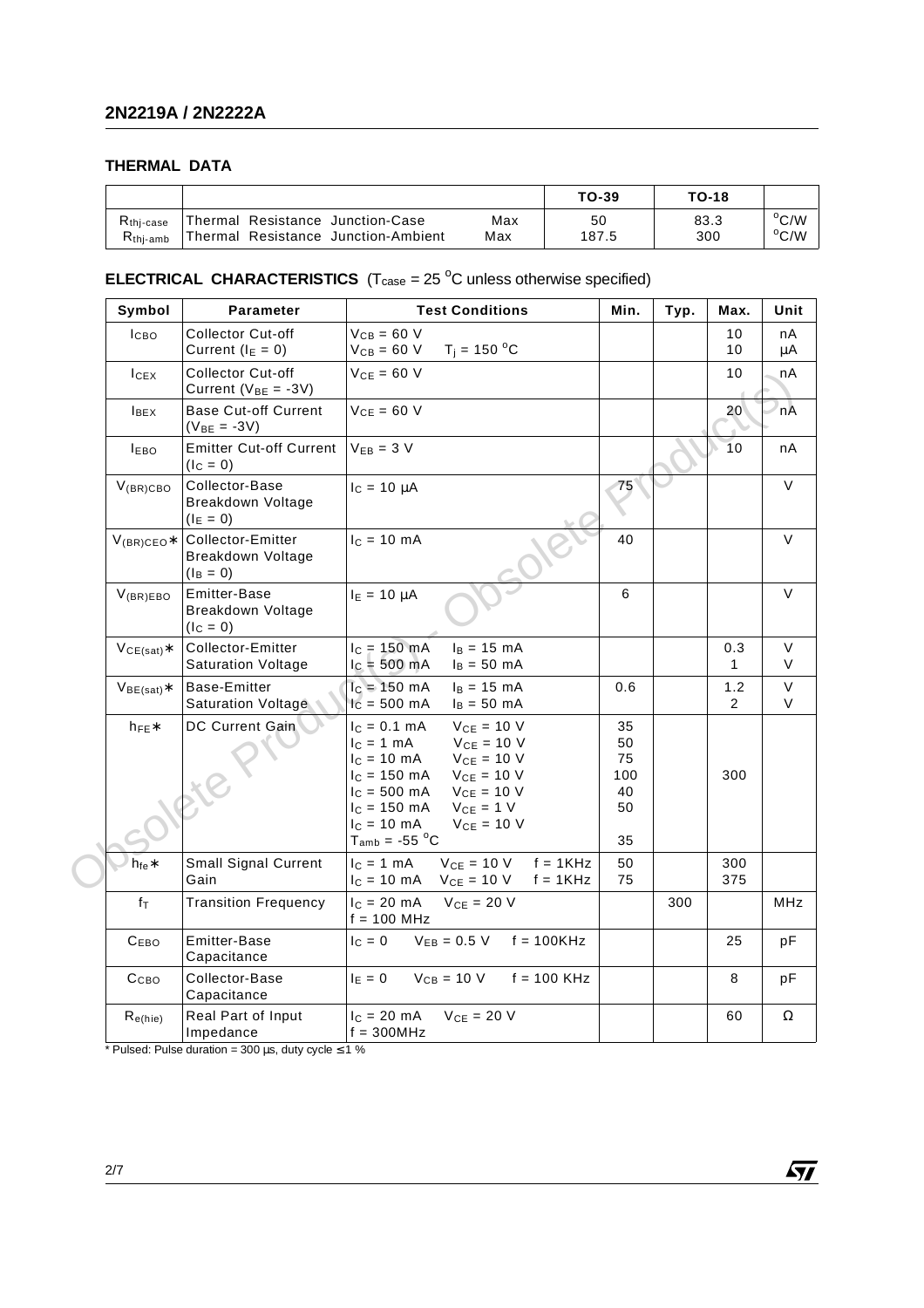## THERMAL DATA

| | | | TO-39 | TO-18 | |
|---|---|---|---|---|---|
| $R_{thj-case}$ | Thermal Resistance Junction-Case | Max | 50 | 83.3 | °C/W |
| $R_{thj-amb}$ | Thermal Resistance Junction-Ambient | Max | 187.5 | 300 | °C/W |

## ELECTRICAL CHARACTERISTICS ($T_{case}$ = 25 °C unless otherwise specified)

| Symbol | Parameter | Test Conditions | Min. | Typ. | Max. | Unit |
|---|---|---|---|---|---|---|
| $I_{CBO}$ | Collector Cut-off Current ($I_E$ = 0) | $V_{CB}$ = 60 V<br>$V_{CB}$ = 60 V $T_j$ = 150 °C | | | 10<br>10 | nA<br>μA |
| $I_{CEX}$ | Collector Cut-off Current ($V_{BE}$ = -3V) | $V_{CE}$ = 60 V | | | 10 | nA |
| $I_{BEX}$ | Base Cut-off Current ($V_{BE}$ = -3V) | $V_{CE}$ = 60 V | | | 20 | nA |
| $I_{EBO}$ | Emitter Cut-off Current ($I_C$ = 0) | $V_{EB}$ = 3 V | | | 10 | nA |
| $V_{(BR)CBO}$ | Collector-Base Breakdown Voltage ($I_E$ = 0) | $I_C$ = 10 μA | 75 | | | V |
| $V_{(BR)CEO}$* | Collector-Emitter Breakdown Voltage ($I_B$ = 0) | $I_C$ = 10 mA | 40 | | | V |
| $V_{(BR)EBO}$ | Emitter-Base Breakdown Voltage ($I_C$ = 0) | $I_E$ = 10 μA | 6 | | | V |
| $V_{CE(sat)}$* | Collector-Emitter Saturation Voltage | $I_C$ = 150 mA $I_B$ = 15 mA<br>$I_C$ = 500 mA $I_B$ = 50 mA | | | 0.3<br>1 | V<br>V |
| $V_{BE(sat)}$* | Base-Emitter Saturation Voltage | $I_C$ = 150 mA $I_B$ = 15 mA<br>$I_C$ = 500 mA $I_B$ = 50 mA | 0.6 | | 1.2<br>2 | V<br>V |
| $h_{FE}$* | DC Current Gain | $I_C$ = 0.1 mA $V_{CE}$ = 10 V<br>$I_C$ = 1 mA $V_{CE}$ = 10 V<br>$I_C$ = 10 mA $V_{CE}$ = 10 V<br>$I_C$ = 150 mA $V_{CE}$ = 10 V<br>$I_C$ = 500 mA $V_{CE}$ = 10 V<br>$I_C$ = 150 mA $V_{CE}$ = 1 V<br>$I_C$ = 10 mA $V_{CE}$ = 10 V<br>$T_{amb}$ = -55 °C | 35<br>50<br>75<br>100<br>40<br>50<br>35 | | <br><br><br>300 | |
| $h_{fe}$* | Small Signal Current Gain | $I_C$ = 1 mA $V_{CE}$ = 10 V f = 1KHz<br>$I_C$ = 10 mA $V_{CE}$ = 10 V f = 1KHz | 50<br>75 | | 300<br>375 | |
| $f_T$ | Transition Frequency | $I_C$ = 20 mA $V_{CE}$ = 20 V<br>f = 100 MHz | | 300 | | MHz |
| $C_{EBO}$ | Emitter-Base Capacitance | $I_C$ = 0 $V_{EB}$ = 0.5 V f = 100KHz | | | 25 | pF |
| $C_{CBO}$ | Collector-Base Capacitance | $I_E$ = 0 $V_{CB}$ = 10 V f = 100 KHz | | | 8 | pF |
| $R_{e(hie)}$ | Real Part of Input Impedance | $I_C$ = 20 mA $V_{CE}$ = 20 V<br>f = 300MHz | | | 60 | Ω |

* Pulsed: Pulse duration = 300 μs, duty cycle ≤ 1 %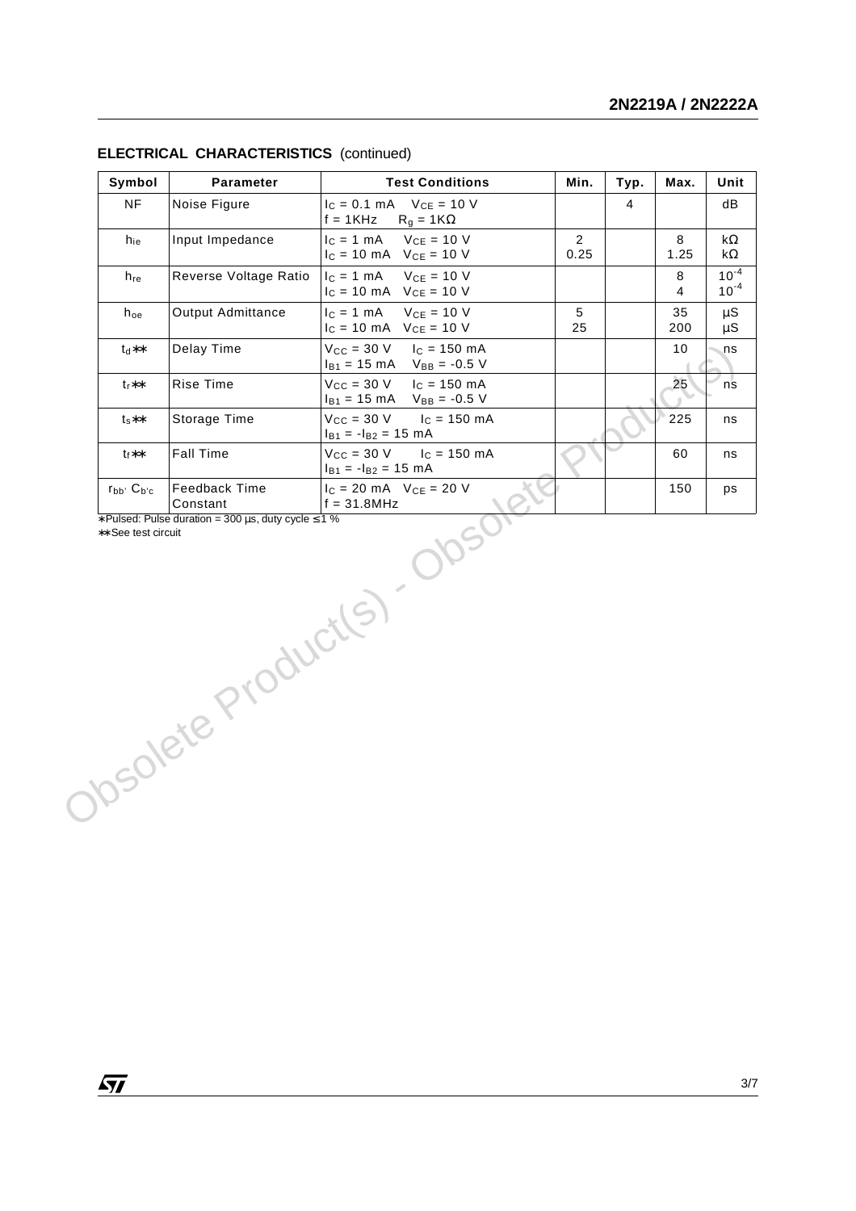**ELECTRICAL CHARACTERISTICS** (continued)

| Symbol | Parameter | Test Conditions | Min. | Typ. | Max. | Unit |
|---|---|---|---|---|---|---|
| NF | Noise Figure | $I_C$ = 0.1 mA $V_{CE}$ = 10 V<br>f = 1KHz $R_g$ = 1KΩ | | 4 | | dB |
| $h_{ie}$ | Input Impedance | $I_C$ = 1 mA $V_{CE}$ = 10 V<br>$I_C$ = 10 mA $V_{CE}$ = 10 V | 2<br>0.25 | | 8<br>1.25 | kΩ<br>kΩ |
| $h_{re}$ | Reverse Voltage Ratio | $I_C$ = 1 mA $V_{CE}$ = 10 V<br>$I_C$ = 10 mA $V_{CE}$ = 10 V | | | 8<br>4 | $10^{-4}$<br>$10^{-4}$ |
| $h_{oe}$ | Output Admittance | $I_C$ = 1 mA $V_{CE}$ = 10 V<br>$I_C$ = 10 mA $V_{CE}$ = 10 V | 5<br>25 | | 35<br>200 | µS<br>µS |
| $t_d$** | Delay Time | $V_{CC}$ = 30 V $I_C$ = 150 mA<br>$I_{B1}$ = 15 mA $V_{BB}$ = -0.5 V | | | 10 | ns |
| $t_r$** | Rise Time | $V_{CC}$ = 30 V $I_C$ = 150 mA<br>$I_{B1}$ = 15 mA $V_{BB}$ = -0.5 V | | | 25 | ns |
| $t_s$** | Storage Time | $V_{CC}$ = 30 V $I_C$ = 150 mA<br>$I_{B1}$ = -$I_{B2}$ = 15 mA | | | 225 | ns |
| $t_f$** | Fall Time | $V_{CC}$ = 30 V $I_C$ = 150 mA<br>$I_{B1}$ = -$I_{B2}$ = 15 mA | | | 60 | ns |
| $r_{bb'}$ $C_{b'c}$ | Feedback Time Constant | $I_C$ = 20 mA $V_{CE}$ = 20 V<br>f = 31.8MHz | | | 150 | ps |

* Pulsed: Pulse duration = 300 µs, duty cycle ≤ 1 %

** See test circuit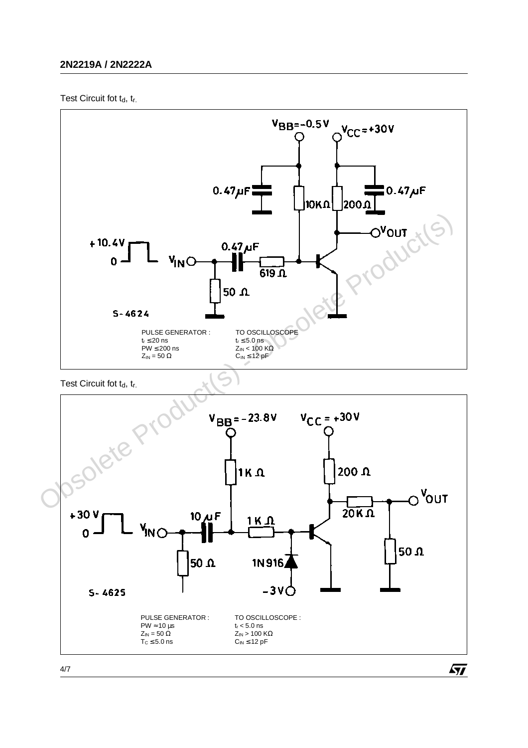Test Circuit fot $t_d$, $t_r$.

S-4624

PULSE GENERATOR :
$t_r \leq 20$ ns
PW $\leq 200$ ns
$Z_{IN} = 50\ \Omega$

TO OSCILLOSCOPE
$t_r \leq 5.0$ ns
$Z_{IN} < 100$ KΩ
$C_{IN} \leq 12$ pF

Test Circuit fot $t_d$, $t_r$.

S-4625

PULSE GENERATOR :
PW ≈10 µs
$Z_{IN} = 50\ \Omega$
$T_C \leq 5.0$ ns

TO OSCILLOSCOPE :
$t_r < 5.0$ ns
$Z_{IN} > 100$ KΩ
$C_{IN} \leq 12$ pF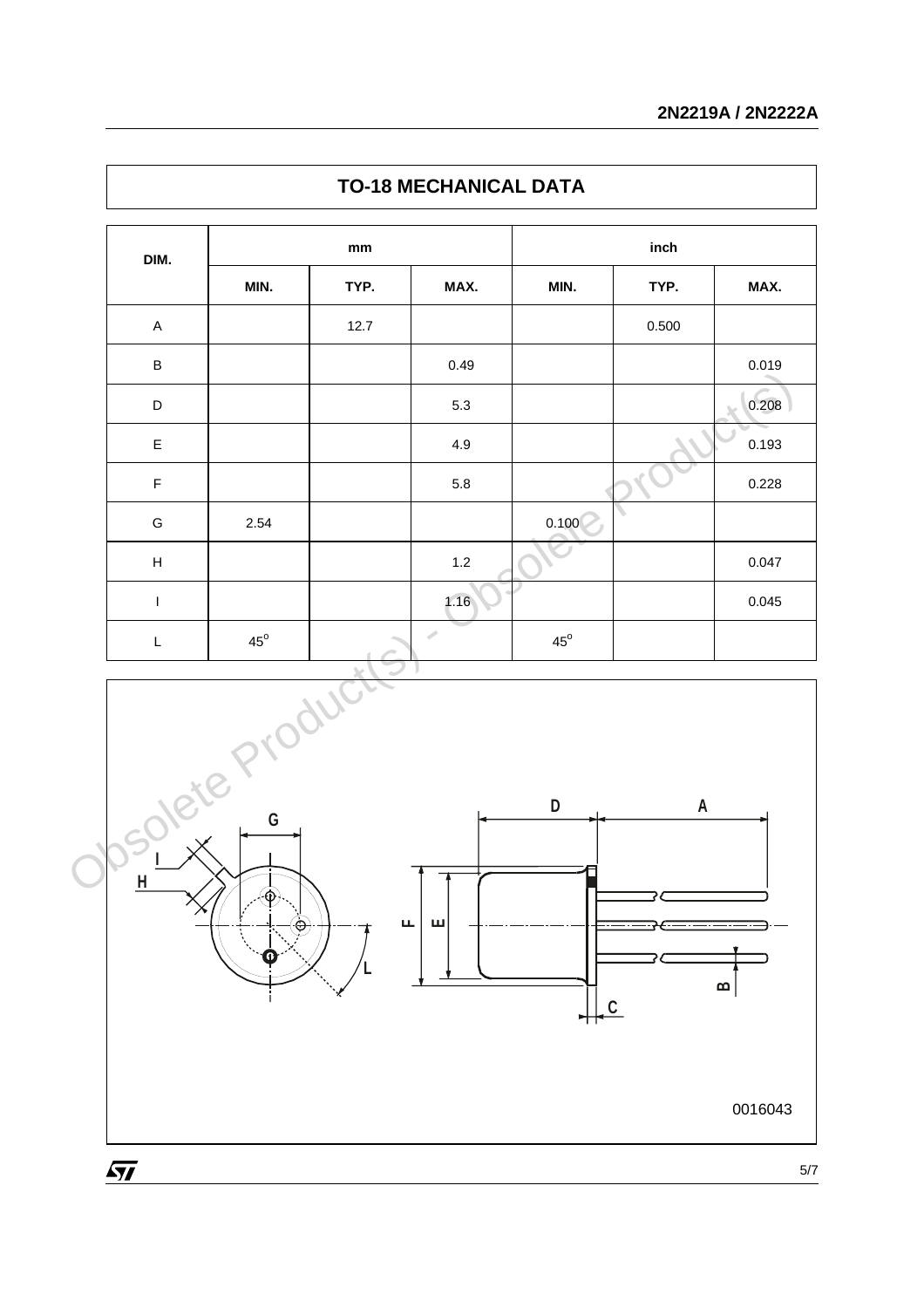## TO-18 MECHANICAL DATA

| DIM. | mm | | | inch | | |
|---|---|---|---|---|---|---|
| | MIN. | TYP. | MAX. | MIN. | TYP. | MAX. |
| A | | 12.7 | | | 0.500 | |
| B | | | 0.49 | | | 0.019 |
| D | | | 5.3 | | | 0.208 |
| E | | | 4.9 | | | 0.193 |
| F | | | 5.8 | | | 0.228 |
| G | 2.54 | | | 0.100 | | |
| H | | | 1.2 | | | 0.047 |
| I | | | 1.16 | | | 0.045 |
| L | 45° | | | 45° | | |

0016043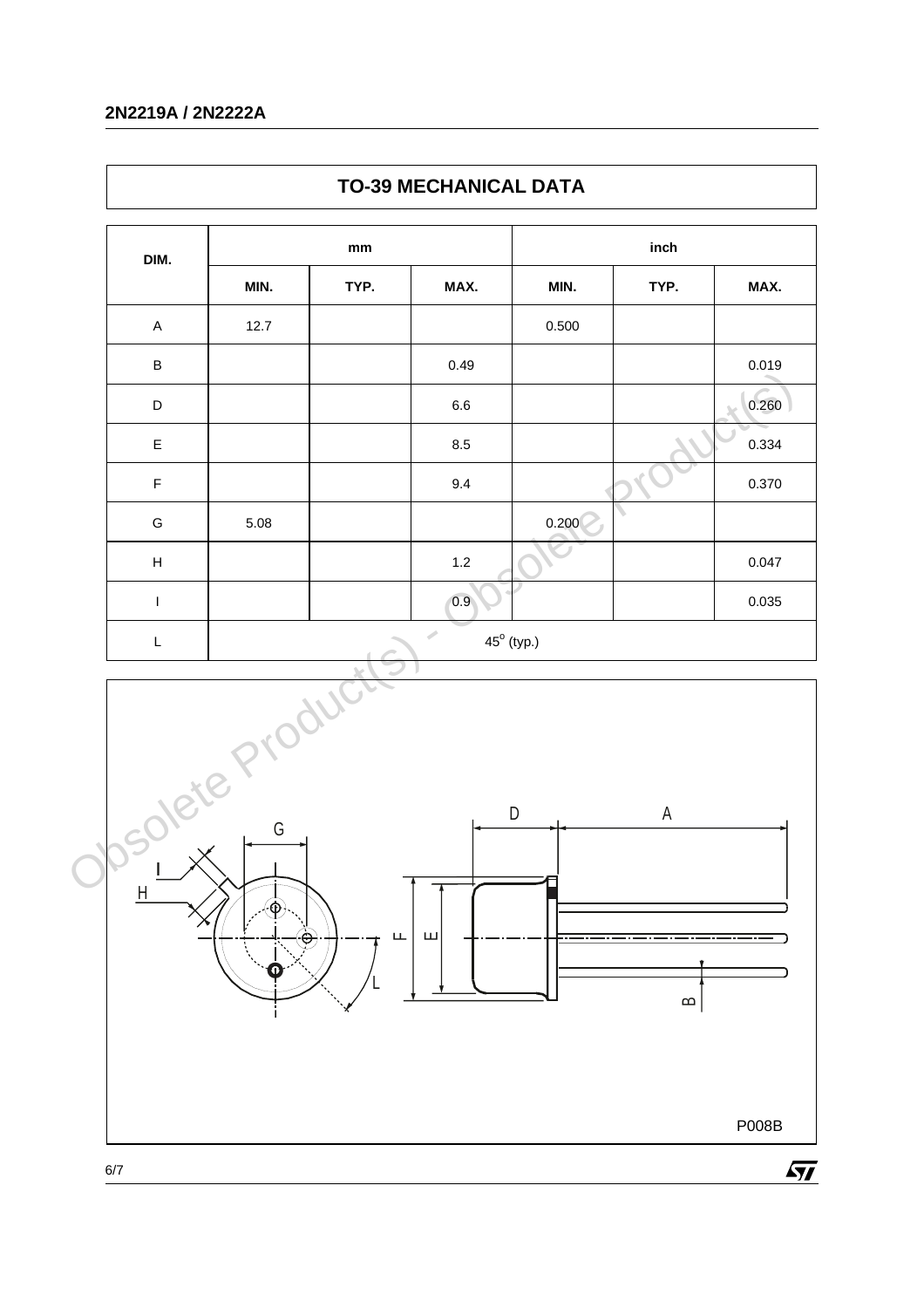## TO-39 MECHANICAL DATA

| DIM. | mm | | | inch | | |
|---|---|---|---|---|---|---|
| | MIN. | TYP. | MAX. | MIN. | TYP. | MAX. |
| A | 12.7 | | | 0.500 | | |
| B | | | 0.49 | | | 0.019 |
| D | | | 6.6 | | | 0.260 |
| E | | | 8.5 | | | 0.334 |
| F | | | 9.4 | | | 0.370 |
| G | 5.08 | | | 0.200 | | |
| H | | | 1.2 | | | 0.047 |
| I | | | 0.9 | | | 0.035 |
| L | $45^o$ (typ.) | | | | | |

P008B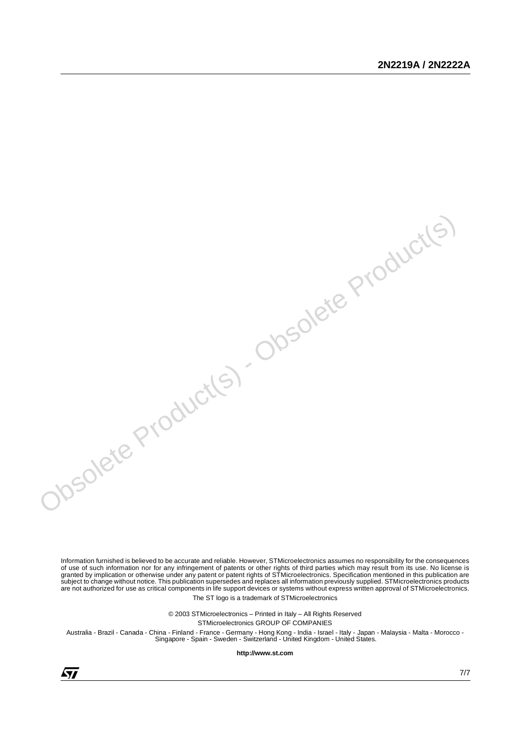Obsolete Product(s) - Obsolete Product(s)

Information furnished is believed to be accurate and reliable. However, STMicroelectronics assumes no responsibility for the consequences of use of such information nor for any infringement of patents or other rights of third parties which may result from its use. No license is granted by implication or otherwise under any patent or patent rights of STMicroelectronics. Specification mentioned in this publication are subject to change without notice. This publication supersedes and replaces all information previously supplied. STMicroelectronics products are not authorized for use as critical components in life support devices or systems without express written approval of STMicroelectronics.

The ST logo is a trademark of STMicroelectronics

© 2003 STMicroelectronics – Printed in Italy – All Rights Reserved

STMicroelectronics GROUP OF COMPANIES

Australia - Brazil - Canada - China - Finland - France - Germany - Hong Kong - India - Israel - Italy - Japan - Malaysia - Malta - Morocco - Singapore - Spain - Sweden - Switzerland - United Kingdom - United States.

**http://www.st.com**